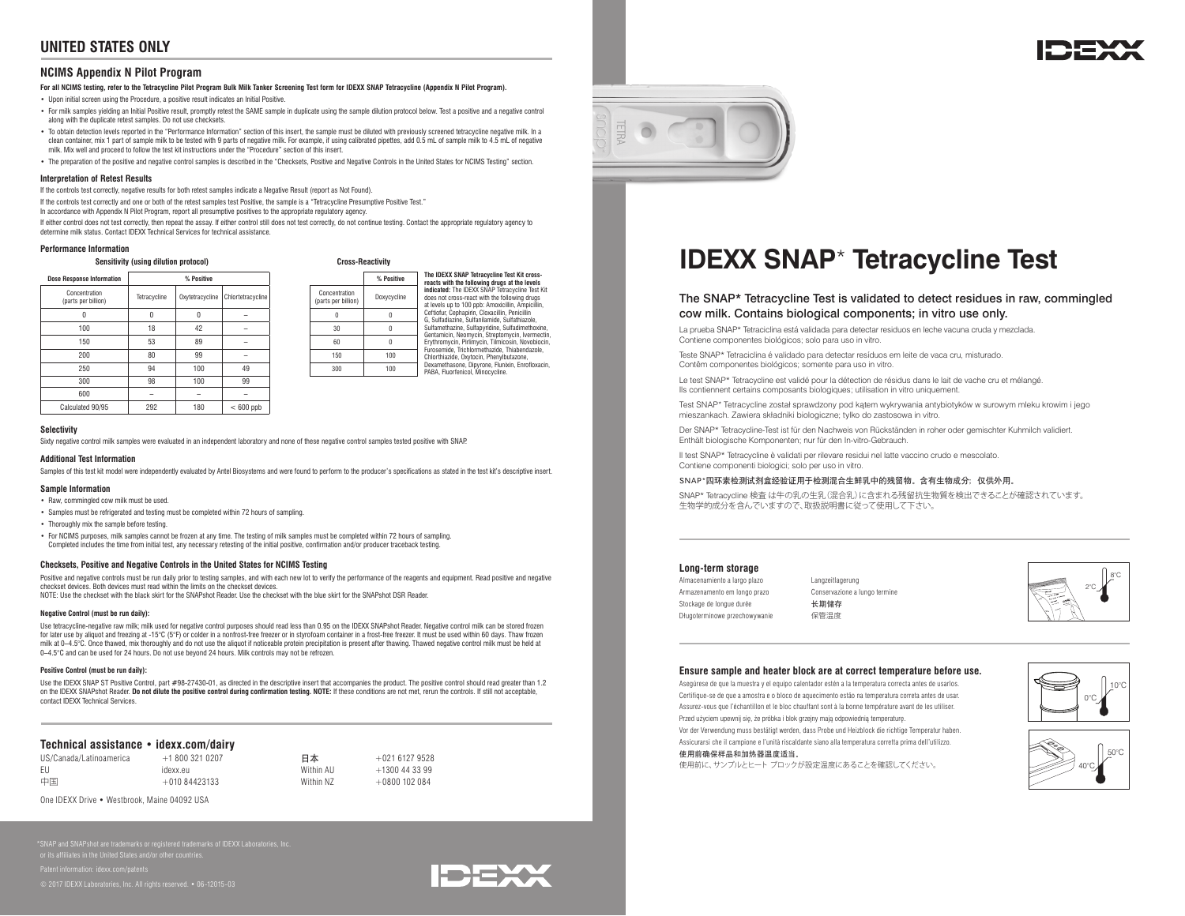## UNITED STATES ONLY

### NCIMS Appendix N Pilot Program

**For all NCIMS testing, refer to the Tetracycline Pilot Program Bulk Milk Tanker Screening Test form for IDEXX SNAP Tetracycline (Appendix N Pilot Program).**

- Upon initial screen using the Procedure, a positive result indicates an Initial Positive.
- For milk samples yielding an Initial Positive result, promptly retest the SAME sample in duplicate using the sample dilution protocol below. Test a positive and a negative control along with the duplicate retest samples. Do not use checksets.
- To obtain detection levels reported in the "Performance Information" section of this insert, the sample must be diluted with previously screened tetracycline negative milk. In a clean container, mix 1 part of sample milk to be tested with 9 parts of negative milk. For example, if using calibrated pipettes, add 0.5 mL of sample milk to 4.5 mL of negative milk. Mix well and proceed to follow the test kit instructions under the "Procedure" section of this insert.
- The preparation of the positive and negative control samples is described in the "Checksets, Positive and Negative Controls in the United States for NCIMS Testing" section.

#### Interpretation of Retest Results

If the controls test correctly, negative results for both retest samples indicate a Negative Result (report as Not Found).

If the controls test correctly and one or both of the retest samples test Positive, the sample is a "Tetracycline Presumptive Positive Test."

In accordance with Appendix N Pilot Program, report all presumptive positives to the appropriate regulatory agency.

If either control does not test correctly, then repeat the assay. If either control still does not test correctly, do not continue testing. Contact the appropriate regulatory agency to determine milk status. Contact IDEXX Technical Services for technical assistance.

#### Performance Information

**Sensitivity (using dilution protocol)**

| Dose Response Information | % Positive | | |
|---|---|---|---|
| Concentration (parts per billion) | Tetracycline | Oxytetracycline | Chlortetracycline |
| 0 | 0 | 0 | – |
| 100 | 18 | 42 | – |
| 150 | 53 | 89 | – |
| 200 | 80 | 99 | – |
| 250 | 94 | 100 | 49 |
| 300 | 98 | 100 | 99 |
| 600 | – | – | – |
| Calculated 90/95 | 292 | 180 | < 600 ppb |

**Cross-Reactivity**

| | % Positive |
|---|---|
| Concentration (parts per billion) | Doxycycline |
| 0 | 0 |
| 30 | 0 |
| 60 | 0 |
| 150 | 100 |
| 300 | 100 |

**The IDEXX SNAP Tetracycline Test Kit cross-reacts with the following drugs at the levels indicated:** The IDEXX SNAP Tetracycline Test Kit does not cross-react with the following drugs at levels up to 100 ppb: Amoxicillin, Ampicillin, Ceftiofur, Cephapirin, Cloxacillin, Penicillin G, Sulfadiazine, Sulfanilamide, Sulfathiazole, Sulfamethazine, Sulfapyridine, Sulfadimethoxine, Gentamicin, Neomycin, Streptomycin, Ivermectin, Erythromycin, Pirlimycin, Tilmicosin, Novobiocin, Furosemide, Trichlormethazide, Thiabendazole, Chlorthiazide, Oxytocin, Phenylbutazone, Dexamethasone, Dipyrone, Flunixin, Enrofloxacin, PABA, Fluorfenicol, Minocycline.

#### Selectivity

Sixty negative control milk samples were evaluated in an independent laboratory and none of these negative control samples tested positive with SNAP.

#### Additional Test Information

Samples of this test kit model were independently evaluated by Antel Biosystems and were found to perform to the producer's specifications as stated in the test kit's descriptive insert.

#### Sample Information

- Raw, commingled cow milk must be used.
- Samples must be refrigerated and testing must be completed within 72 hours of sampling.
- Thoroughly mix the sample before testing.
- For NCIMS purposes, milk samples cannot be frozen at any time. The testing of milk samples must be completed within 72 hours of sampling. Completed includes the time from initial test, any necessary retesting of the initial positive, confirmation and/or producer traceback testing.

#### Checksets, Positive and Negative Controls in the United States for NCIMS Testing

Positive and negative controls must be run daily prior to testing samples, and with each new lot to verify the performance of the reagents and equipment. Read positive and negative checkset devices. Both devices must read within the limits on the checkset devices.

NOTE: Use the checkset with the black skirt for the SNAPshot Reader. Use the checkset with the blue skirt for the SNAPshot DSR Reader.

##### Negative Control (must be run daily):

Use tetracycline-negative raw milk; milk used for negative control purposes should read less than 0.95 on the IDEXX SNAPshot Reader. Negative control milk can be stored frozen for later use by aliquot and freezing at -15°C (5°F) or colder in a nonfrost-free freezer or in styrofoam container in a frost-free freezer. It must be used within 60 days. Thaw frozen milk at 0–4.5°C. Once thawed, mix thoroughly and do not use the aliquot if noticeable protein precipitation is present after thawing. Thawed negative control milk must be held at 0–4.5°C and can be used for 24 hours. Do not use beyond 24 hours. Milk controls may not be refrozen.

##### Positive Control (must be run daily):

Use the IDEXX SNAP ST Positive Control, part #98-27430-01, as directed in the descriptive insert that accompanies the product. The positive control should read greater than 1.2 on the IDEXX SNAPshot Reader. **Do not dilute the positive control during confirmation testing. NOTE:** If these conditions are not met, rerun the controls. If still not acceptable, contact IDEXX Technical Services.

### Technical assistance • idexx.com/dairy

| | | | |
|---|---|---|---|
| US/Canada/Latinoamerica | +1 800 321 0207 | 日本 | +021 6127 9528 |
| EU | idexx.eu | Within AU | +1300 44 33 99 |
| 中国 | +010 84423133 | Within NZ | +0800 102 084 |

One IDEXX Drive • Westbrook, Maine 04092 USA

*SNAP and SNAPshot are trademarks or registered trademarks of IDEXX Laboratories, Inc. or its affiliates in the United States and/or other countries.

Patent information: idexx.com/patents

© 2017 IDEXX Laboratories, Inc. All rights reserved. • 06-12015-03

IDEXX

# IDEXX SNAP* Tetracycline Test

### The SNAP* Tetracycline Test is validated to detect residues in raw, commingled cow milk. Contains biological components; in vitro use only.

La prueba SNAP* Tetraciclina está validada para detectar residuos en leche vacuna cruda y mezclada. Contiene componentes biológicos; solo para uso in vitro.

Teste SNAP* Tetraciclina é validado para detectar resíduos em leite de vaca cru, misturado. Contêm componentes biológicos; somente para uso in vitro.

Le test SNAP* Tetracycline est validé pour la détection de résidus dans le lait de vache cru et mélangé. Ils contiennent certains composants biologiques; utilisation in vitro uniquement.

Test SNAP* Tetracycline został sprawdzony pod kątem wykrywania antybiotyków w surowym mleku krowim i jego mieszankach. Zawiera składniki biologiczne; tylko do zastosowania in vitro.

Der SNAP* Tetracycline-Test ist für den Nachweis von Rückständen in roher oder gemischter Kuhmilch validiert. Enthält biologische Komponenten; nur für den In-vitro-Gebrauch.

Il test SNAP* Tetracycline è validati per rilevare residui nel latte vaccino crudo e mescolato. Contiene componenti biologici; solo per uso in vitro.

SNAP*四环素检测试剂盒经验证用于检测混合生鲜乳中的残留物。含有生物成分；仅供外用。

SNAP* Tetracycline 検査 は牛の生乳（混合乳）に含まれる残留抗生物質を検出できることが確認されています。生物学的成分を含んでいますので、取扱説明書に従って使用して下さい。

#### Long-term storage

Almacenamiento a largo plazo
Armazenamento em longo prazo
Stockage de longue durée
Długoterminowe przechowywanie
Langzeitlagerung
Conservazione a lungo termine
长期储存
保管温度

2°C – 8°C

#### Ensure sample and heater block are at correct temperature before use.

Asegúrese de que la muestra y el equipo calentador estén a la temperatura correcta antes de usarlos.
Certifique-se de que a amostra e o bloco de aquecimento estão na temperatura correta antes de usar.
Assurez-vous que l'échantillon et le bloc chauffant sont à la bonne température avant de les utiliser.
Przed użyciem upewnij się, że próbka i blok grzejny mają odpowiednią temperaturę.
Vor der Verwendung muss bestätigt werden, dass Probe und Heizblock die richtige Temperatur haben.
Assicurarsi che il campione e l'unità riscaldante siano alla temperatura corretta prima dell'utilizzo.
**使用前确保样品和加热器温度适当。**
使用前に、サンプルとヒート ブロックが設定温度にあることを確認してください。

0°C – 10°C

40°C – 50°C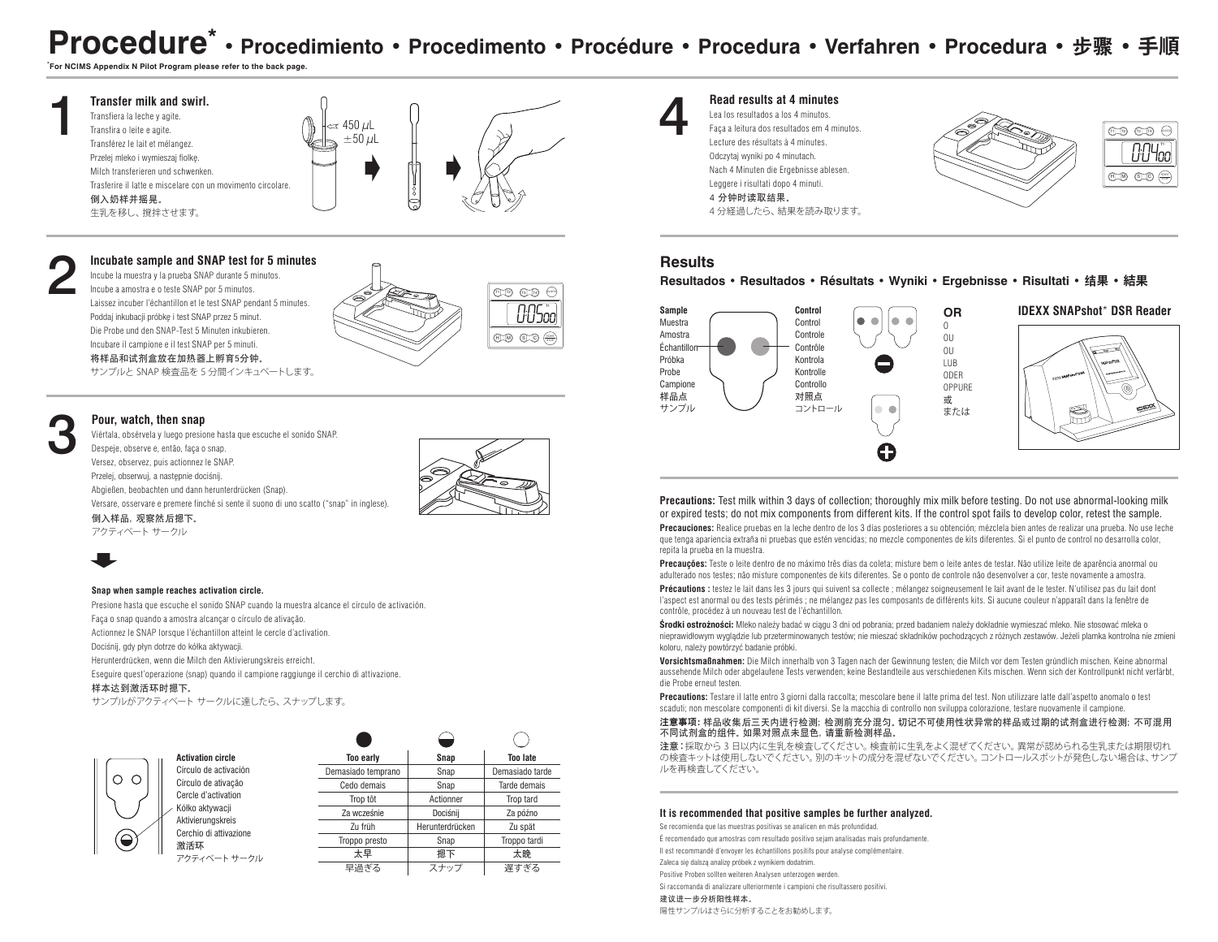# Procedure* • Procedimiento • Procedimento • Procédure • Procedura • Verfahren • Procedura • 步骤 • 手順

*For NCIMS Appendix N Pilot Program please refer to the back page.

## 1 Transfer milk and swirl.

Transfiera la leche y agite.
Transfira o leite e agite.
Transférez le lait et mélangez.
Przelej mleko i wymieszaj fiolkę.
Milch transferieren und schwenken.
Trasferire il latte e miscelare con un movimento circolare.
倒入奶样并摇晃。
生乳を移し、撹拌させます。

450 μL
±50 μL

## 2 Incubate sample and SNAP test for 5 minutes

Incube la muestra y la prueba SNAP durante 5 minutos.
Incube a amostra e o teste SNAP por 5 minutos.
Laissez incuber l'échantillon et le test SNAP pendant 5 minutes.
Poddaj inkubacji próbkę i test SNAP przez 5 minut.
Die Probe und den SNAP-Test 5 Minuten inkubieren.
Incubare il campione e il test SNAP per 5 minuti.
将样品和试剂盒放在加热器上孵育5分钟。
サンプルと SNAP 検査品を 5 分間インキュベートします。

0:05:00

## 3 Pour, watch, then snap

Viértala, obsérvela y luego presione hasta que escuche el sonido SNAP.
Despeje, observe e, então, faça o snap.
Versez, observez, puis actionnez le SNAP.
Przelej, obserwuj, a następnie dociśnij.
Abgießen, beobachten und dann herunterdrücken (Snap).
Versare, osservare e premere finché si sente il suono di uno scatto ("snap" in inglese).
倒入样品，观察然后摁下。
アクティベート サークル

**Snap when sample reaches activation circle.**

Presione hasta que escuche el sonido SNAP cuando la muestra alcance el círculo de activación.
Faça o snap quando a amostra alcançar o círculo de ativação.
Actionnez le SNAP lorsque l'échantillon atteint le cercle d'activation.
Dociśnij, gdy płyn dotrze do kółka aktywacji.
Herunterdrücken, wenn die Milch den Aktivierungskreis erreicht.
Eseguire quest'operazione (snap) quando il campione raggiunge il cerchio di attivazione.
样本达到激活环时摁下。
サンプルがアクティベート サークルに達したら、スナップします。

**Activation circle**
Círculo de activación
Círculo de ativação
Cercle d'activation
Kółko aktywacji
Aktivierungskreis
Cerchio di attivazione
激活环
アクティベート サークル

| Too early | Snap | Too late |
|---|---|---|
| Demasiado temprano | Snap | Demasiado tarde |
| Cedo demais | Snap | Tarde demais |
| Trop tôt | Actionner | Trop tard |
| Za wcześnie | Dociśnij | Za późno |
| Zu früh | Herunterdrücken | Zu spät |
| Troppo presto | Snap | Troppo tardi |
| 太早 | 摁下 | 太晚 |
| 早過ぎる | スナップ | 遅すぎる |

## 4 Read results at 4 minutes

Lea los resultados a los 4 minutos.
Faça a leitura dos resultados em 4 minutos.
Lecture des résultats à 4 minutes.
Odczytaj wyniki po 4 minutach.
Nach 4 Minuten die Ergebnisse ablesen.
Leggere i risultati dopo 4 minuti.
4 分钟时读取结果。
4 分経過したら、結果を読み取ります。

0:04:00

## Results

**Resultados • Resultados • Résultats • Wyniki • Ergebnisse • Risultati • 结果 • 結果**

**Sample**
Muestra
Amostra
Échantillon
Próbka
Probe
Campione
样品点
サンプル

**Control**
Control
Controle
Contrôle
Kontrola
Kontrolle
Controllo
对照点
コントロール

**OR**
O
OU
OU
LUB
ODER
OPPURE
或
または

**IDEXX SNAPshot* DSR Reader**

**Precautions:** Test milk within 3 days of collection; thoroughly mix milk before testing. Do not use abnormal-looking milk or expired tests; do not mix components from different kits. If the control spot fails to develop color, retest the sample.

**Precauciones:** Realice pruebas en la leche dentro de los 3 días posteriores a su obtención; mézclela bien antes de realizar una prueba. No use leche que tenga apariencia extraña ni pruebas que estén vencidas; no mezcle componentes de kits diferentes. Si el punto de control no desarrolla color, repita la prueba en la muestra.

**Precauções:** Teste o leite dentro de no máximo três dias da coleta; misture bem o leite antes de testar. Não utilize leite de aparência anormal ou adulterado nos testes; não misture componentes de kits diferentes. Se o ponto de controle não desenvolver a cor, teste novamente a amostra.

**Précautions :** testez le lait dans les 3 jours qui suivent sa collecte ; mélangez soigneusement le lait avant de le tester. N'utilisez pas du lait dont l'aspect est anormal ou des tests périmés ; ne mélangez pas les composants de différents kits. Si aucune couleur n'apparaît dans la fenêtre de contrôle, procédez à un nouveau test de l'échantillon.

**Środki ostrożności:** Mleko należy badać w ciągu 3 dni od pobrania; przed badaniem należy dokładnie wymieszać mleko. Nie stosować mleka o nieprawidłowym wyglądzie lub przeterminowanych testów; nie mieszać składników pochodzących z różnych zestawów. Jeżeli plamka kontrolna nie zmieni koloru, należy powtórzyć badanie próbki.

**Vorsichtsmaßnahmen:** Die Milch innerhalb von 3 Tagen nach der Gewinnung testen; die Milch vor dem Testen gründlich mischen. Keine abnormal aussehende Milch oder abgelaufene Tests verwenden; keine Bestandteile aus verschiedenen Kits mischen. Wenn sich der Kontrollpunkt nicht verfärbt, die Probe erneut testen.

**Precautions:** Testare il latte entro 3 giorni dalla raccolta; mescolare bene il latte prima del test. Non utilizzare latte dall'aspetto anomalo o test scaduti; non mescolare componenti di kit diversi. Se la macchia di controllo non sviluppa colorazione, testare nuovamente il campione.

**注意事项：**样品收集后三天内进行检测；检测前充分混匀。切记不可使用性状异常的样品或过期的试剂盒进行检测；不可混用不同试剂盒的组件。如果对照点未显色，请重新检测样品。

**注意：**採取から 3 日以内に生乳を検査してください。検査前に生乳をよく混ぜてください。異常が認められる生乳または期限切れの検査キットは使用しないでください。別のキットの成分を混ぜないでください。コントロールスポットが発色しない場合は、サンプルを再検査してください。

**It is recommended that positive samples be further analyzed.**

Se recomienda que las muestras positivas se analicen en más profundidad.
É recomendado que amostras com resultado positivo sejam analisadas mais profundamente.
Il est recommandé d'envoyer les échantillons positifs pour analyse complémentaire.
Zaleca się dalszą analizę próbek z wynikiem dodatnim.
Positive Proben sollten weiteren Analysen unterzogen werden.
Si raccomanda di analizzare ulteriormente i campioni che risultassero positivi.
建议进一步分析阳性样本。
陽性サンプルはさらに分析することをお勧めします。